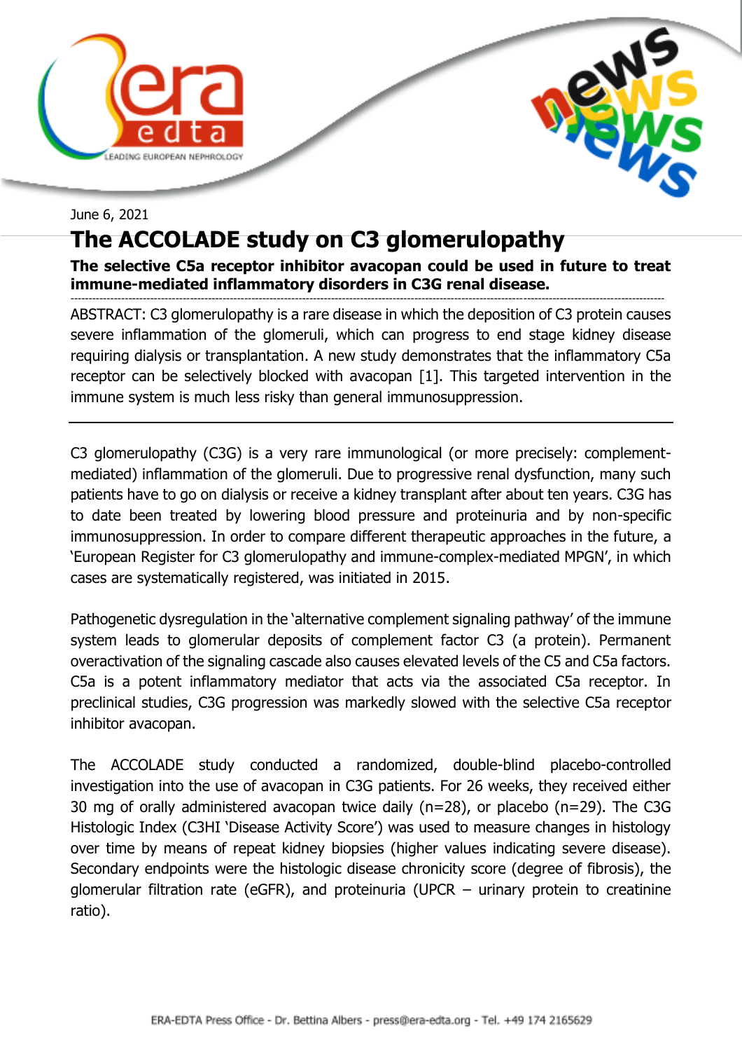June 6, 2021

# The ACCOLADE study on C3 glomerulopathy

**The selective C5a receptor inhibitor avacopan could be used in future to treat immune-mediated inflammatory disorders in C3G renal disease.**

---

ABSTRACT: C3 glomerulopathy is a rare disease in which the deposition of C3 protein causes severe inflammation of the glomeruli, which can progress to end stage kidney disease requiring dialysis or transplantation. A new study demonstrates that the inflammatory C5a receptor can be selectively blocked with avacopan [1]. This targeted intervention in the immune system is much less risky than general immunosuppression.

---

C3 glomerulopathy (C3G) is a very rare immunological (or more precisely: complement-mediated) inflammation of the glomeruli. Due to progressive renal dysfunction, many such patients have to go on dialysis or receive a kidney transplant after about ten years. C3G has to date been treated by lowering blood pressure and proteinuria and by non-specific immunosuppression. In order to compare different therapeutic approaches in the future, a 'European Register for C3 glomerulopathy and immune-complex-mediated MPGN', in which cases are systematically registered, was initiated in 2015.

Pathogenetic dysregulation in the 'alternative complement signaling pathway' of the immune system leads to glomerular deposits of complement factor C3 (a protein). Permanent overactivation of the signaling cascade also causes elevated levels of the C5 and C5a factors. C5a is a potent inflammatory mediator that acts via the associated C5a receptor. In preclinical studies, C3G progression was markedly slowed with the selective C5a receptor inhibitor avacopan.

The ACCOLADE study conducted a randomized, double-blind placebo-controlled investigation into the use of avacopan in C3G patients. For 26 weeks, they received either 30 mg of orally administered avacopan twice daily (n=28), or placebo (n=29). The C3G Histologic Index (C3HI 'Disease Activity Score') was used to measure changes in histology over time by means of repeat kidney biopsies (higher values indicating severe disease). Secondary endpoints were the histologic disease chronicity score (degree of fibrosis), the glomerular filtration rate (eGFR), and proteinuria (UPCR – urinary protein to creatinine ratio).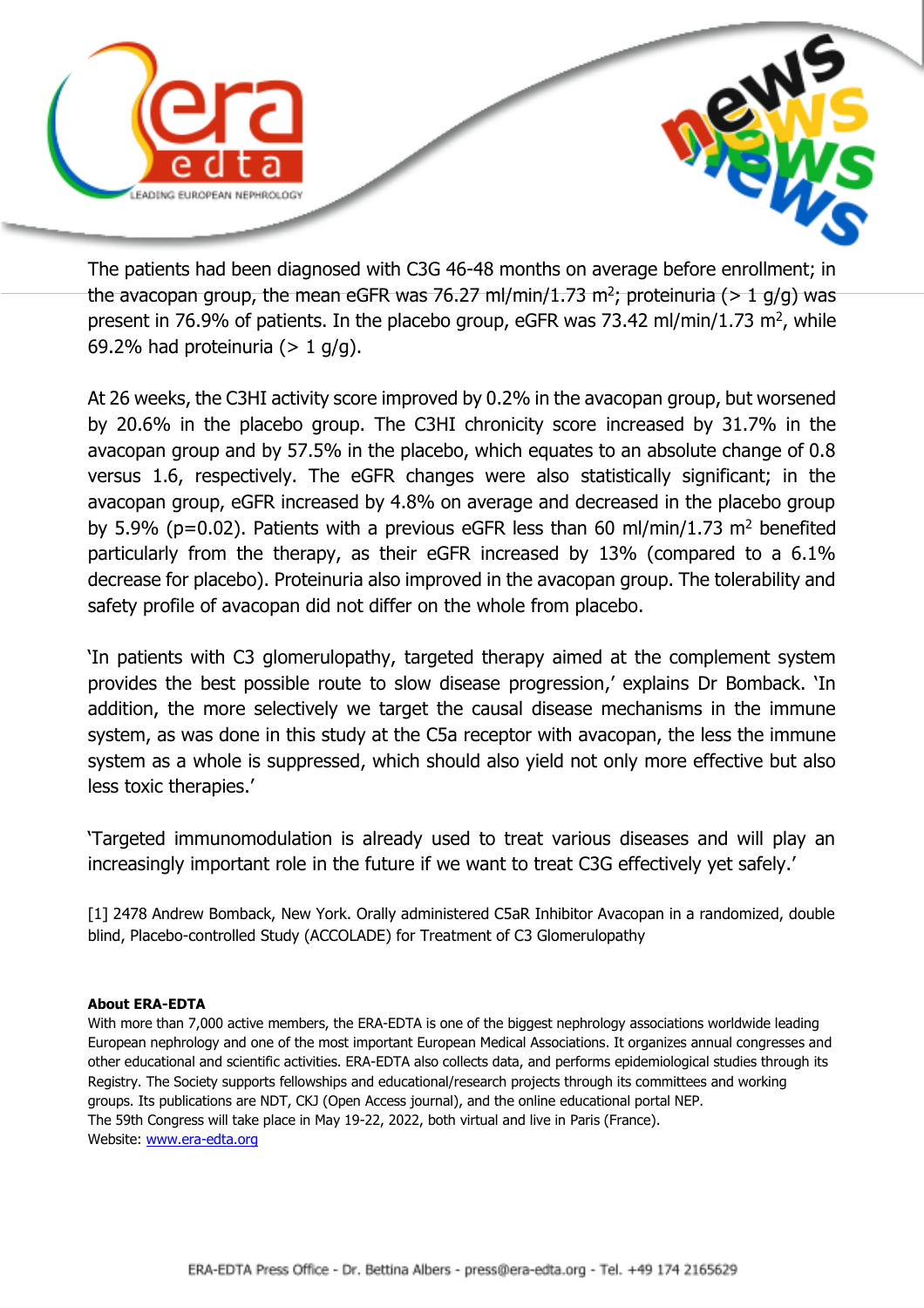The patients had been diagnosed with C3G 46-48 months on average before enrollment; in the avacopan group, the mean eGFR was 76.27 ml/min/1.73 m$^2$; proteinuria (> 1 g/g) was present in 76.9% of patients. In the placebo group, eGFR was 73.42 ml/min/1.73 m$^2$, while 69.2% had proteinuria (> 1 g/g).

At 26 weeks, the C3HI activity score improved by 0.2% in the avacopan group, but worsened by 20.6% in the placebo group. The C3HI chronicity score increased by 31.7% in the avacopan group and by 57.5% in the placebo, which equates to an absolute change of 0.8 versus 1.6, respectively. The eGFR changes were also statistically significant; in the avacopan group, eGFR increased by 4.8% on average and decreased in the placebo group by 5.9% (p=0.02). Patients with a previous eGFR less than 60 ml/min/1.73 m$^2$ benefited particularly from the therapy, as their eGFR increased by 13% (compared to a 6.1% decrease for placebo). Proteinuria also improved in the avacopan group. The tolerability and safety profile of avacopan did not differ on the whole from placebo.

'In patients with C3 glomerulopathy, targeted therapy aimed at the complement system provides the best possible route to slow disease progression,' explains Dr Bomback. 'In addition, the more selectively we target the causal disease mechanisms in the immune system, as was done in this study at the C5a receptor with avacopan, the less the immune system as a whole is suppressed, which should also yield not only more effective but also less toxic therapies.'

'Targeted immunomodulation is already used to treat various diseases and will play an increasingly important role in the future if we want to treat C3G effectively yet safely.'

[1] 2478 Andrew Bomback, New York. Orally administered C5aR Inhibitor Avacopan in a randomized, double blind, Placebo-controlled Study (ACCOLADE) for Treatment of C3 Glomerulopathy

**About ERA-EDTA**

With more than 7,000 active members, the ERA-EDTA is one of the biggest nephrology associations worldwide leading European nephrology and one of the most important European Medical Associations. It organizes annual congresses and other educational and scientific activities. ERA-EDTA also collects data, and performs epidemiological studies through its Registry. The Society supports fellowships and educational/research projects through its committees and working groups. Its publications are NDT, CKJ (Open Access journal), and the online educational portal NEP.
The 59th Congress will take place in May 19-22, 2022, both virtual and live in Paris (France).
Website: www.era-edta.org